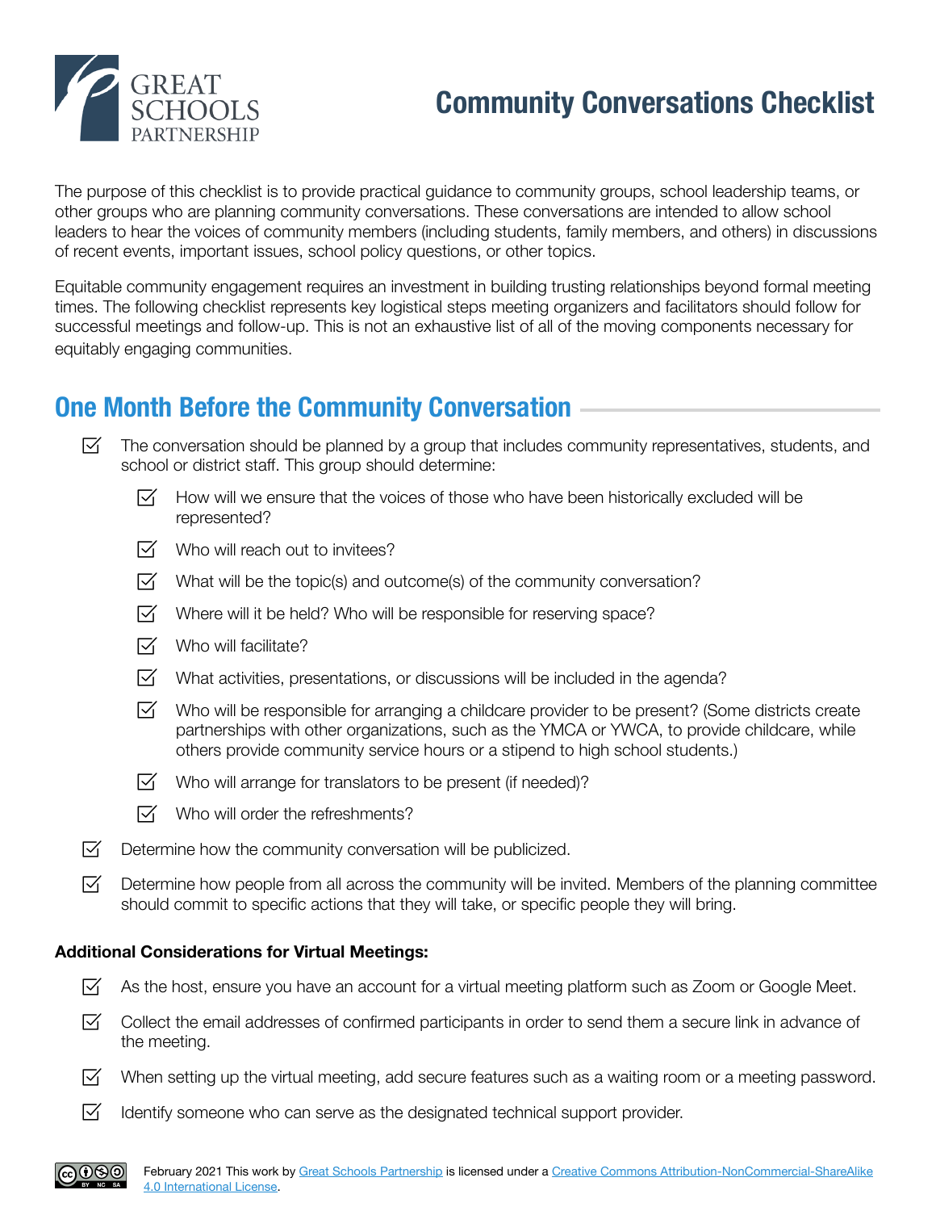GREAT SCHOOLS PARTNERSHIP

# Community Conversations Checklist

The purpose of this checklist is to provide practical guidance to community groups, school leadership teams, or other groups who are planning community conversations. These conversations are intended to allow school leaders to hear the voices of community members (including students, family members, and others) in discussions of recent events, important issues, school policy questions, or other topics.

Equitable community engagement requires an investment in building trusting relationships beyond formal meeting times. The following checklist represents key logistical steps meeting organizers and facilitators should follow for successful meetings and follow-up. This is not an exhaustive list of all of the moving components necessary for equitably engaging communities.

## One Month Before the Community Conversation

- [x] The conversation should be planned by a group that includes community representatives, students, and school or district staff. This group should determine:
    - [x] How will we ensure that the voices of those who have been historically excluded will be represented?
    - [x] Who will reach out to invitees?
    - [x] What will be the topic(s) and outcome(s) of the community conversation?
    - [x] Where will it be held? Who will be responsible for reserving space?
    - [x] Who will facilitate?
    - [x] What activities, presentations, or discussions will be included in the agenda?
    - [x] Who will be responsible for arranging a childcare provider to be present? (Some districts create partnerships with other organizations, such as the YMCA or YWCA, to provide childcare, while others provide community service hours or a stipend to high school students.)
    - [x] Who will arrange for translators to be present (if needed)?
    - [x] Who will order the refreshments?
- [x] Determine how the community conversation will be publicized.
- [x] Determine how people from all across the community will be invited. Members of the planning committee should commit to specific actions that they will take, or specific people they will bring.

**Additional Considerations for Virtual Meetings:**

- [x] As the host, ensure you have an account for a virtual meeting platform such as Zoom or Google Meet.
- [x] Collect the email addresses of confirmed participants in order to send them a secure link in advance of the meeting.
- [x] When setting up the virtual meeting, add secure features such as a waiting room or a meeting password.
- [x] Identify someone who can serve as the designated technical support provider.

February 2021 This work by Great Schools Partnership is licensed under a Creative Commons Attribution-NonCommercial-ShareAlike 4.0 International License.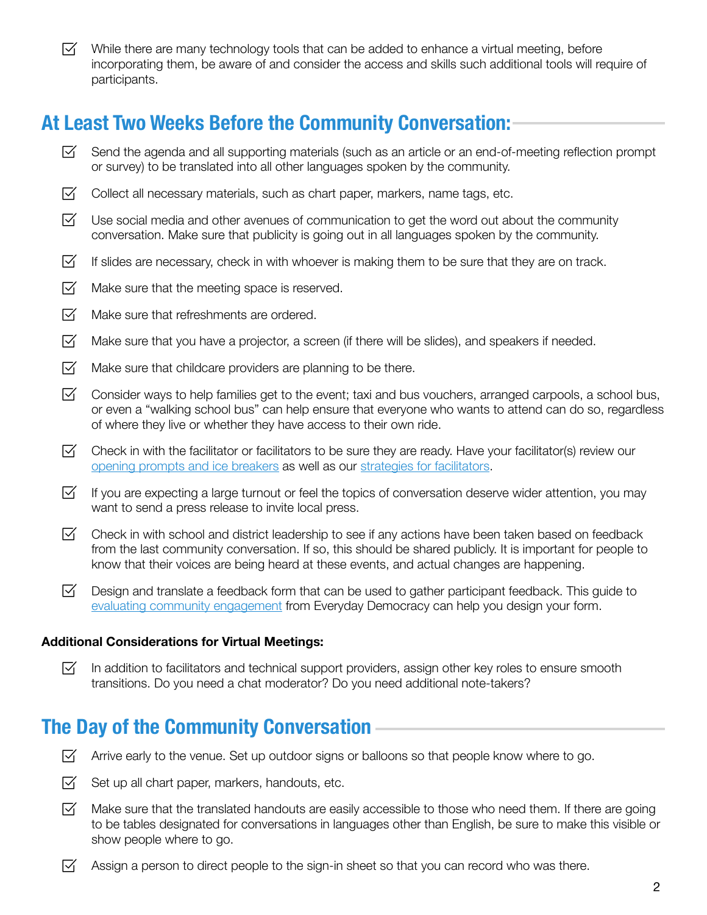- [x] While there are many technology tools that can be added to enhance a virtual meeting, before incorporating them, be aware of and consider the access and skills such additional tools will require of participants.

## At Least Two Weeks Before the Community Conversation:

- [x] Send the agenda and all supporting materials (such as an article or an end-of-meeting reflection prompt or survey) to be translated into all other languages spoken by the community.
- [x] Collect all necessary materials, such as chart paper, markers, name tags, etc.
- [x] Use social media and other avenues of communication to get the word out about the community conversation. Make sure that publicity is going out in all languages spoken by the community.
- [x] If slides are necessary, check in with whoever is making them to be sure that they are on track.
- [x] Make sure that the meeting space is reserved.
- [x] Make sure that refreshments are ordered.
- [x] Make sure that you have a projector, a screen (if there will be slides), and speakers if needed.
- [x] Make sure that childcare providers are planning to be there.
- [x] Consider ways to help families get to the event; taxi and bus vouchers, arranged carpools, a school bus, or even a "walking school bus" can help ensure that everyone who wants to attend can do so, regardless of where they live or whether they have access to their own ride.
- [x] Check in with the facilitator or facilitators to be sure they are ready. Have your facilitator(s) review our opening prompts and ice breakers as well as our strategies for facilitators.
- [x] If you are expecting a large turnout or feel the topics of conversation deserve wider attention, you may want to send a press release to invite local press.
- [x] Check in with school and district leadership to see if any actions have been taken based on feedback from the last community conversation. If so, this should be shared publicly. It is important for people to know that their voices are being heard at these events, and actual changes are happening.
- [x] Design and translate a feedback form that can be used to gather participant feedback. This guide to evaluating community engagement from Everyday Democracy can help you design your form.

**Additional Considerations for Virtual Meetings:**

- [x] In addition to facilitators and technical support providers, assign other key roles to ensure smooth transitions. Do you need a chat moderator? Do you need additional note-takers?

## The Day of the Community Conversation

- [x] Arrive early to the venue. Set up outdoor signs or balloons so that people know where to go.
- [x] Set up all chart paper, markers, handouts, etc.
- [x] Make sure that the translated handouts are easily accessible to those who need them. If there are going to be tables designated for conversations in languages other than English, be sure to make this visible or show people where to go.
- [x] Assign a person to direct people to the sign-in sheet so that you can record who was there.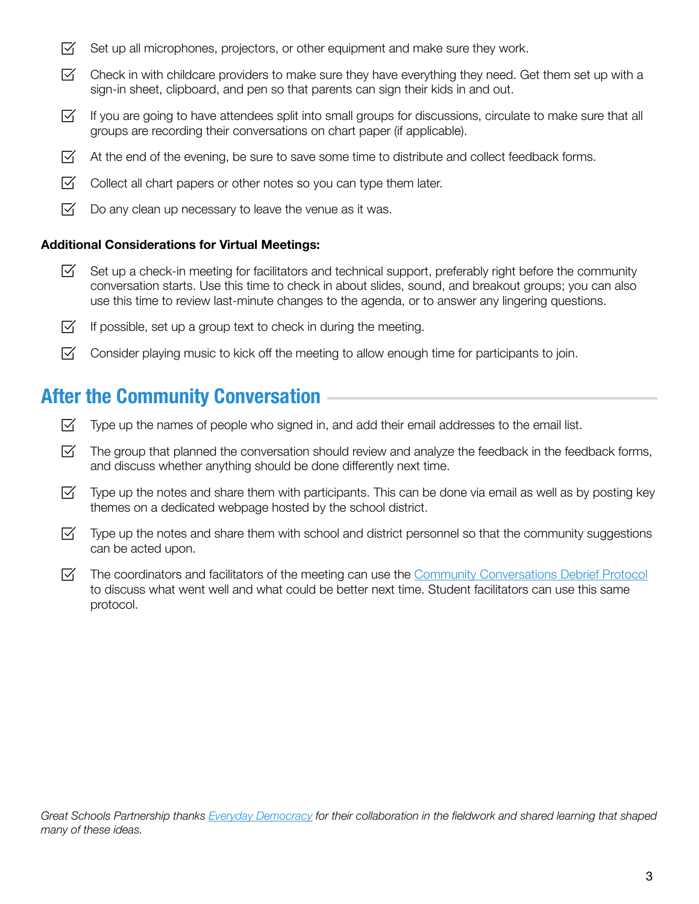- [x] Set up all microphones, projectors, or other equipment and make sure they work.
- [x] Check in with childcare providers to make sure they have everything they need. Get them set up with a sign-in sheet, clipboard, and pen so that parents can sign their kids in and out.
- [x] If you are going to have attendees split into small groups for discussions, circulate to make sure that all groups are recording their conversations on chart paper (if applicable).
- [x] At the end of the evening, be sure to save some time to distribute and collect feedback forms.
- [x] Collect all chart papers or other notes so you can type them later.
- [x] Do any clean up necessary to leave the venue as it was.

**Additional Considerations for Virtual Meetings:**

- [x] Set up a check-in meeting for facilitators and technical support, preferably right before the community conversation starts. Use this time to check in about slides, sound, and breakout groups; you can also use this time to review last-minute changes to the agenda, or to answer any lingering questions.
- [x] If possible, set up a group text to check in during the meeting.
- [x] Consider playing music to kick off the meeting to allow enough time for participants to join.

## After the Community Conversation

- [x] Type up the names of people who signed in, and add their email addresses to the email list.
- [x] The group that planned the conversation should review and analyze the feedback in the feedback forms, and discuss whether anything should be done differently next time.
- [x] Type up the notes and share them with participants. This can be done via email as well as by posting key themes on a dedicated webpage hosted by the school district.
- [x] Type up the notes and share them with school and district personnel so that the community suggestions can be acted upon.
- [x] The coordinators and facilitators of the meeting can use the Community Conversations Debrief Protocol to discuss what went well and what could be better next time. Student facilitators can use this same protocol.

*Great Schools Partnership thanks Everyday Democracy for their collaboration in the fieldwork and shared learning that shaped many of these ideas.*